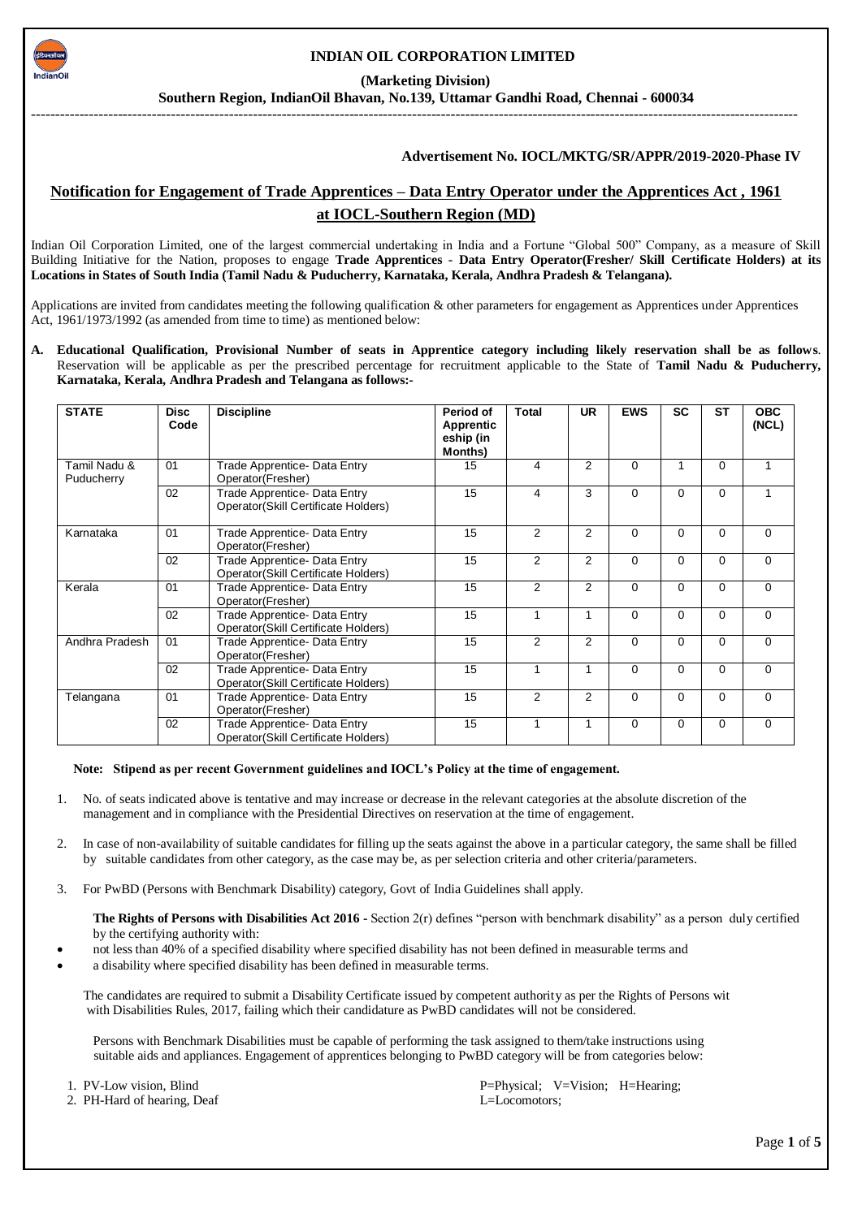# INDIAN OIL CORPORATION LIMITED

**(Marketing Division)**

**Southern Region, IndianOil Bhavan, No.139, Uttamar Gandhi Road, Chennai - 600034**

**Advertisement No. IOCL/MKTG/SR/APPR/2019-2020-Phase IV**

## Notification for Engagement of Trade Apprentices – Data Entry Operator under the Apprentices Act , 1961 at IOCL-Southern Region (MD)

Indian Oil Corporation Limited, one of the largest commercial undertaking in India and a Fortune "Global 500" Company, as a measure of Skill Building Initiative for the Nation, proposes to engage **Trade Apprentices - Data Entry Operator(Fresher/ Skill Certificate Holders) at its Locations in States of South India (Tamil Nadu & Puducherry, Karnataka, Kerala, Andhra Pradesh & Telangana).**

Applications are invited from candidates meeting the following qualification & other parameters for engagement as Apprentices under Apprentices Act, 1961/1973/1992 (as amended from time to time) as mentioned below:

**A. Educational Qualification, Provisional Number of seats in Apprentice category including likely reservation shall be as follows**. Reservation will be applicable as per the prescribed percentage for recruitment applicable to the State of **Tamil Nadu & Puducherry, Karnataka, Kerala, Andhra Pradesh and Telangana as follows:-**

| STATE | Disc Code | Discipline | Period of Apprenticeship (in Months) | Total | UR | EWS | SC | ST | OBC (NCL) |
|---|---|---|---|---|---|---|---|---|---|
| Tamil Nadu & Puducherry | 01 | Trade Apprentice- Data Entry Operator(Fresher) | 15 | 4 | 2 | 0 | 1 | 0 | 1 |
| | 02 | Trade Apprentice- Data Entry Operator(Skill Certificate Holders) | 15 | 4 | 3 | 0 | 0 | 0 | 1 |
| Karnataka | 01 | Trade Apprentice- Data Entry Operator(Fresher) | 15 | 2 | 2 | 0 | 0 | 0 | 0 |
| | 02 | Trade Apprentice- Data Entry Operator(Skill Certificate Holders) | 15 | 2 | 2 | 0 | 0 | 0 | 0 |
| Kerala | 01 | Trade Apprentice- Data Entry Operator(Fresher) | 15 | 2 | 2 | 0 | 0 | 0 | 0 |
| | 02 | Trade Apprentice- Data Entry Operator(Skill Certificate Holders) | 15 | 1 | 1 | 0 | 0 | 0 | 0 |
| Andhra Pradesh | 01 | Trade Apprentice- Data Entry Operator(Fresher) | 15 | 2 | 2 | 0 | 0 | 0 | 0 |
| | 02 | Trade Apprentice- Data Entry Operator(Skill Certificate Holders) | 15 | 1 | 1 | 0 | 0 | 0 | 0 |
| Telangana | 01 | Trade Apprentice- Data Entry Operator(Fresher) | 15 | 2 | 2 | 0 | 0 | 0 | 0 |
| | 02 | Trade Apprentice- Data Entry Operator(Skill Certificate Holders) | 15 | 1 | 1 | 0 | 0 | 0 | 0 |

**Note: Stipend as per recent Government guidelines and IOCL's Policy at the time of engagement.**

1. No. of seats indicated above is tentative and may increase or decrease in the relevant categories at the absolute discretion of the management and in compliance with the Presidential Directives on reservation at the time of engagement.

2. In case of non-availability of suitable candidates for filling up the seats against the above in a particular category, the same shall be filled by suitable candidates from other category, as the case may be, as per selection criteria and other criteria/parameters.

3. For PwBD (Persons with Benchmark Disability) category, Govt of India Guidelines shall apply.

   **The Rights of Persons with Disabilities Act 2016 -** Section 2(r) defines "person with benchmark disability" as a person duly certified by the certifying authority with:

- not less than 40% of a specified disability where specified disability has not been defined in measurable terms and
- a disability where specified disability has been defined in measurable terms.

The candidates are required to submit a Disability Certificate issued by competent authority as per the Rights of Persons wit with Disabilities Rules, 2017, failing which their candidature as PwBD candidates will not be considered.

Persons with Benchmark Disabilities must be capable of performing the task assigned to them/take instructions using suitable aids and appliances. Engagement of apprentices belonging to PwBD category will be from categories below:

1. PV-Low vision, Blind
2. PH-Hard of hearing, Deaf

P=Physical; V=Vision; H=Hearing; L=Locomotors;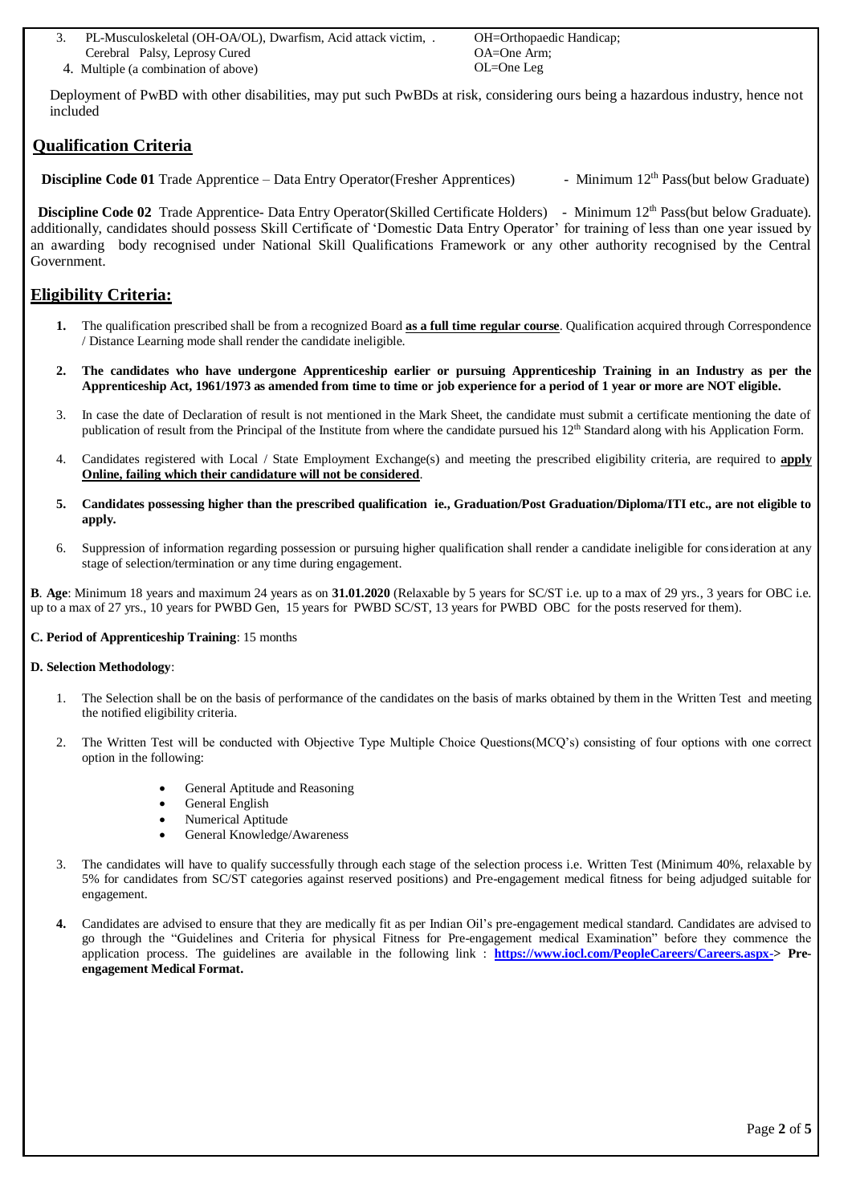3. PL-Musculoskeletal (OH-OA/OL), Dwarfism, Acid attack victim, . Cerebral Palsy, Leprosy Cured
4. Multiple (a combination of above)

OH=Orthopaedic Handicap;
OA=One Arm;
OL=One Leg

Deployment of PwBD with other disabilities, may put such PwBDs at risk, considering ours being a hazardous industry, hence not included

## Qualification Criteria

**Discipline Code 01** Trade Apprentice – Data Entry Operator(Fresher Apprentices) - Minimum 12th Pass(but below Graduate)

**Discipline Code 02** Trade Apprentice- Data Entry Operator(Skilled Certificate Holders) - Minimum 12th Pass(but below Graduate). additionally, candidates should possess Skill Certificate of 'Domestic Data Entry Operator' for training of less than one year issued by an awarding body recognised under National Skill Qualifications Framework or any other authority recognised by the Central Government.

## Eligibility Criteria:

1. The qualification prescribed shall be from a recognized Board **as a full time regular course**. Qualification acquired through Correspondence / Distance Learning mode shall render the candidate ineligible.
2. **The candidates who have undergone Apprenticeship earlier or pursuing Apprenticeship Training in an Industry as per the Apprenticeship Act, 1961/1973 as amended from time to time or job experience for a period of 1 year or more are NOT eligible.**
3. In case the date of Declaration of result is not mentioned in the Mark Sheet, the candidate must submit a certificate mentioning the date of publication of result from the Principal of the Institute from where the candidate pursued his 12th Standard along with his Application Form.
4. Candidates registered with Local / State Employment Exchange(s) and meeting the prescribed eligibility criteria, are required to **apply Online, failing which their candidature will not be considered**.
5. **Candidates possessing higher than the prescribed qualification ie., Graduation/Post Graduation/Diploma/ITI etc., are not eligible to apply.**
6. Suppression of information regarding possession or pursuing higher qualification shall render a candidate ineligible for consideration at any stage of selection/termination or any time during engagement.

**B**. **Age**: Minimum 18 years and maximum 24 years as on **31.01.2020** (Relaxable by 5 years for SC/ST i.e. up to a max of 29 yrs., 3 years for OBC i.e. up to a max of 27 yrs., 10 years for PWBD Gen, 15 years for PWBD SC/ST, 13 years for PWBD OBC for the posts reserved for them).

**C. Period of Apprenticeship Training**: 15 months

**D. Selection Methodology**:

1. The Selection shall be on the basis of performance of the candidates on the basis of marks obtained by them in the Written Test and meeting the notified eligibility criteria.
2. The Written Test will be conducted with Objective Type Multiple Choice Questions(MCQ's) consisting of four options with one correct option in the following:
   - General Aptitude and Reasoning
   - General English
   - Numerical Aptitude
   - General Knowledge/Awareness
3. The candidates will have to qualify successfully through each stage of the selection process i.e. Written Test (Minimum 40%, relaxable by 5% for candidates from SC/ST categories against reserved positions) and Pre-engagement medical fitness for being adjudged suitable for engagement.
4. Candidates are advised to ensure that they are medically fit as per Indian Oil's pre-engagement medical standard. Candidates are advised to go through the "Guidelines and Criteria for physical Fitness for Pre-engagement medical Examination" before they commence the application process. The guidelines are available in the following link : **https://www.iocl.com/PeopleCareers/Careers.aspx-> Pre-engagement Medical Format.**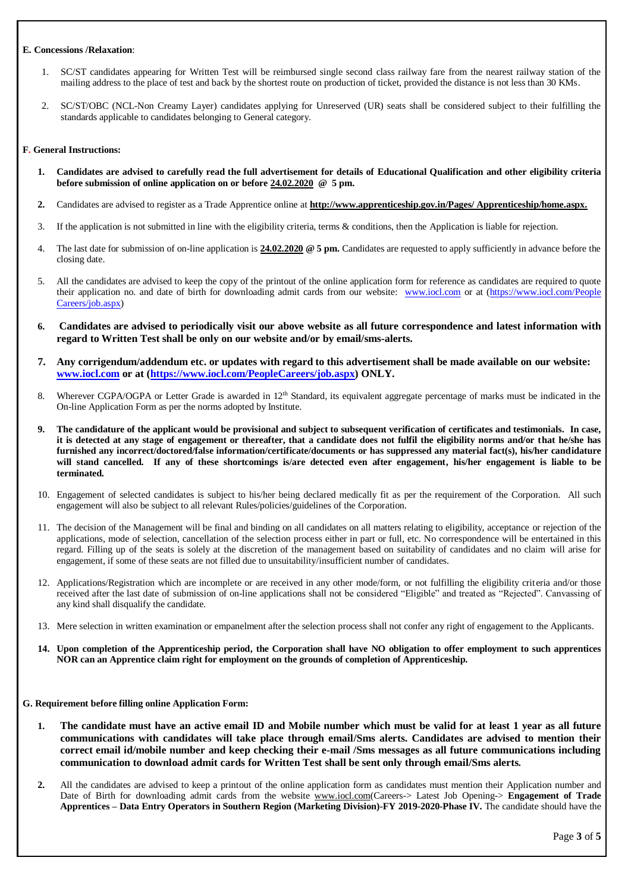**E. Concessions /Relaxation**:

1. SC/ST candidates appearing for Written Test will be reimbursed single second class railway fare from the nearest railway station of the mailing address to the place of test and back by the shortest route on production of ticket, provided the distance is not less than 30 KMs.
2. SC/ST/OBC (NCL-Non Creamy Layer) candidates applying for Unreserved (UR) seats shall be considered subject to their fulfilling the standards applicable to candidates belonging to General category.

**F. General Instructions:**

1. **Candidates are advised to carefully read the full advertisement for details of Educational Qualification and other eligibility criteria before submission of online application on or before 24.02.2020 @ 5 pm.**
2. Candidates are advised to register as a Trade Apprentice online at **http://www.apprenticeship.gov.in/Pages/ Apprenticeship/home.aspx.**
3. If the application is not submitted in line with the eligibility criteria, terms & conditions, then the Application is liable for rejection.
4. The last date for submission of on-line application is **24.02.2020 @ 5 pm.** Candidates are requested to apply sufficiently in advance before the closing date.
5. All the candidates are advised to keep the copy of the printout of the online application form for reference as candidates are required to quote their application no. and date of birth for downloading admit cards from our website: www.iocl.com or at (https://www.iocl.com/People Careers/job.aspx)
6. **Candidates are advised to periodically visit our above website as all future correspondence and latest information with regard to Written Test shall be only on our website and/or by email/sms-alerts.**
7. **Any corrigendum/addendum etc. or updates with regard to this advertisement shall be made available on our website: www.iocl.com or at (https://www.iocl.com/PeopleCareers/job.aspx) ONLY.**
8. Wherever CGPA/OGPA or Letter Grade is awarded in 12th Standard, its equivalent aggregate percentage of marks must be indicated in the On-line Application Form as per the norms adopted by Institute.
9. **The candidature of the applicant would be provisional and subject to subsequent verification of certificates and testimonials. In case, it is detected at any stage of engagement or thereafter, that a candidate does not fulfil the eligibility norms and/or that he/she has furnished any incorrect/doctored/false information/certificate/documents or has suppressed any material fact(s), his/her candidature will stand cancelled. If any of these shortcomings is/are detected even after engagement, his/her engagement is liable to be terminated.**
10. Engagement of selected candidates is subject to his/her being declared medically fit as per the requirement of the Corporation. All such engagement will also be subject to all relevant Rules/policies/guidelines of the Corporation.
11. The decision of the Management will be final and binding on all candidates on all matters relating to eligibility, acceptance or rejection of the applications, mode of selection, cancellation of the selection process either in part or full, etc. No correspondence will be entertained in this regard. Filling up of the seats is solely at the discretion of the management based on suitability of candidates and no claim will arise for engagement, if some of these seats are not filled due to unsuitability/insufficient number of candidates.
12. Applications/Registration which are incomplete or are received in any other mode/form, or not fulfilling the eligibility criteria and/or those received after the last date of submission of on-line applications shall not be considered "Eligible" and treated as "Rejected". Canvassing of any kind shall disqualify the candidate.
13. Mere selection in written examination or empanelment after the selection process shall not confer any right of engagement to the Applicants.
14. **Upon completion of the Apprenticeship period, the Corporation shall have NO obligation to offer employment to such apprentices NOR can an Apprentice claim right for employment on the grounds of completion of Apprenticeship.**

**G. Requirement before filling online Application Form:**

1. **The candidate must have an active email ID and Mobile number which must be valid for at least 1 year as all future communications with candidates will take place through email/Sms alerts. Candidates are advised to mention their correct email id/mobile number and keep checking their e-mail /Sms messages as all future communications including communication to download admit cards for Written Test shall be sent only through email/Sms alerts.**
2. All the candidates are advised to keep a printout of the online application form as candidates must mention their Application number and Date of Birth for downloading admit cards from the website www.iocl.com(Careers-> Latest Job Opening-> **Engagement of Trade Apprentices – Data Entry Operators in Southern Region (Marketing Division)-FY 2019-2020-Phase IV.** The candidate should have the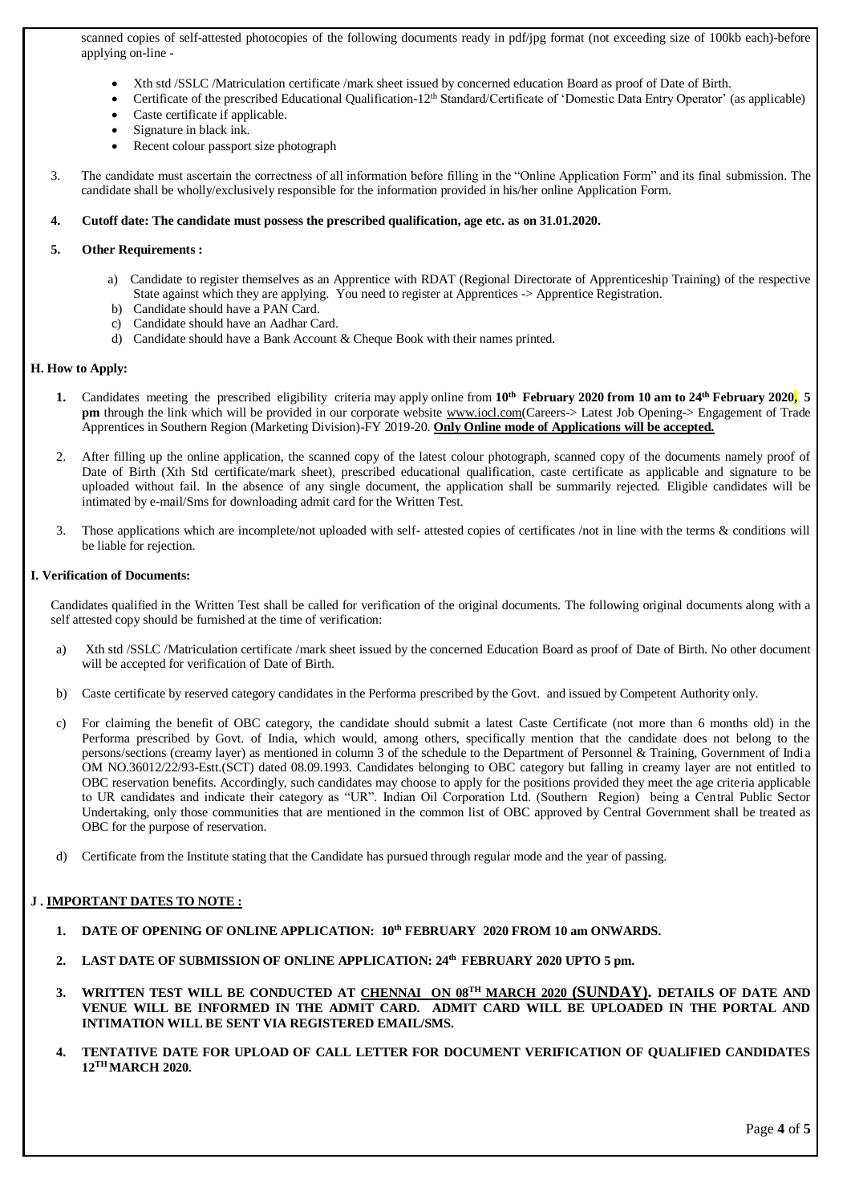scanned copies of self-attested photocopies of the following documents ready in pdf/jpg format (not exceeding size of 100kb each)-before applying on-line -

- Xth std /SSLC /Matriculation certificate /mark sheet issued by concerned education Board as proof of Date of Birth.
- Certificate of the prescribed Educational Qualification-12th Standard/Certificate of 'Domestic Data Entry Operator' (as applicable)
- Caste certificate if applicable.
- Signature in black ink.
- Recent colour passport size photograph

3. The candidate must ascertain the correctness of all information before filling in the "Online Application Form" and its final submission. The candidate shall be wholly/exclusively responsible for the information provided in his/her online Application Form.

4. **Cutoff date: The candidate must possess the prescribed qualification, age etc. as on 31.01.2020.**

5. **Other Requirements :**

   a) Candidate to register themselves as an Apprentice with RDAT (Regional Directorate of Apprenticeship Training) of the respective State against which they are applying. You need to register at Apprentices -> Apprentice Registration.
   
   b) Candidate should have a PAN Card.
   
   c) Candidate should have an Aadhar Card.
   
   d) Candidate should have a Bank Account & Cheque Book with their names printed.

### H. How to Apply:

1. Candidates meeting the prescribed eligibility criteria may apply online from **10th February 2020 from 10 am to 24th February 2020, 5 pm** through the link which will be provided in our corporate website www.iocl.com(Careers-> Latest Job Opening-> Engagement of Trade Apprentices in Southern Region (Marketing Division)-FY 2019-20. **Only Online mode of Applications will be accepted.**

2. After filling up the online application, the scanned copy of the latest colour photograph, scanned copy of the documents namely proof of Date of Birth (Xth Std certificate/mark sheet), prescribed educational qualification, caste certificate as applicable and signature to be uploaded without fail. In the absence of any single document, the application shall be summarily rejected. Eligible candidates will be intimated by e-mail/Sms for downloading admit card for the Written Test.

3. Those applications which are incomplete/not uploaded with self- attested copies of certificates /not in line with the terms & conditions will be liable for rejection.

### I. Verification of Documents:

Candidates qualified in the Written Test shall be called for verification of the original documents. The following original documents along with a self attested copy should be furnished at the time of verification:

a) Xth std /SSLC /Matriculation certificate /mark sheet issued by the concerned Education Board as proof of Date of Birth. No other document will be accepted for verification of Date of Birth.

b) Caste certificate by reserved category candidates in the Performa prescribed by the Govt. and issued by Competent Authority only.

c) For claiming the benefit of OBC category, the candidate should submit a latest Caste Certificate (not more than 6 months old) in the Performa prescribed by Govt. of India, which would, among others, specifically mention that the candidate does not belong to the persons/sections (creamy layer) as mentioned in column 3 of the schedule to the Department of Personnel & Training, Government of India OM NO.36012/22/93-Estt.(SCT) dated 08.09.1993. Candidates belonging to OBC category but falling in creamy layer are not entitled to OBC reservation benefits. Accordingly, such candidates may choose to apply for the positions provided they meet the age criteria applicable to UR candidates and indicate their category as "UR". Indian Oil Corporation Ltd. (Southern Region) being a Central Public Sector Undertaking, only those communities that are mentioned in the common list of OBC approved by Central Government shall be treated as OBC for the purpose of reservation.

d) Certificate from the Institute stating that the Candidate has pursued through regular mode and the year of passing.

### J . IMPORTANT DATES TO NOTE :

1. **DATE OF OPENING OF ONLINE APPLICATION: 10th FEBRUARY 2020 FROM 10 am ONWARDS.**

2. **LAST DATE OF SUBMISSION OF ONLINE APPLICATION: 24th FEBRUARY 2020 UPTO 5 pm.**

3. **WRITTEN TEST WILL BE CONDUCTED AT CHENNAI ON 08TH MARCH 2020 (SUNDAY). DETAILS OF DATE AND VENUE WILL BE INFORMED IN THE ADMIT CARD. ADMIT CARD WILL BE UPLOADED IN THE PORTAL AND INTIMATION WILL BE SENT VIA REGISTERED EMAIL/SMS.**

4. **TENTATIVE DATE FOR UPLOAD OF CALL LETTER FOR DOCUMENT VERIFICATION OF QUALIFIED CANDIDATES 12TH MARCH 2020.**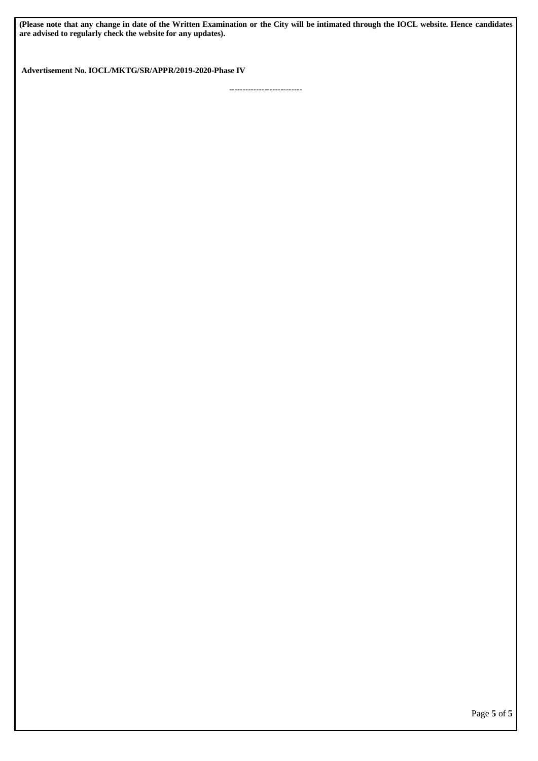**(Please note that any change in date of the Written Examination or the City will be intimated through the IOCL website. Hence candidates are advised to regularly check the website for any updates).**

**Advertisement No. IOCL/MKTG/SR/APPR/2019-2020-Phase IV**

--------------------------